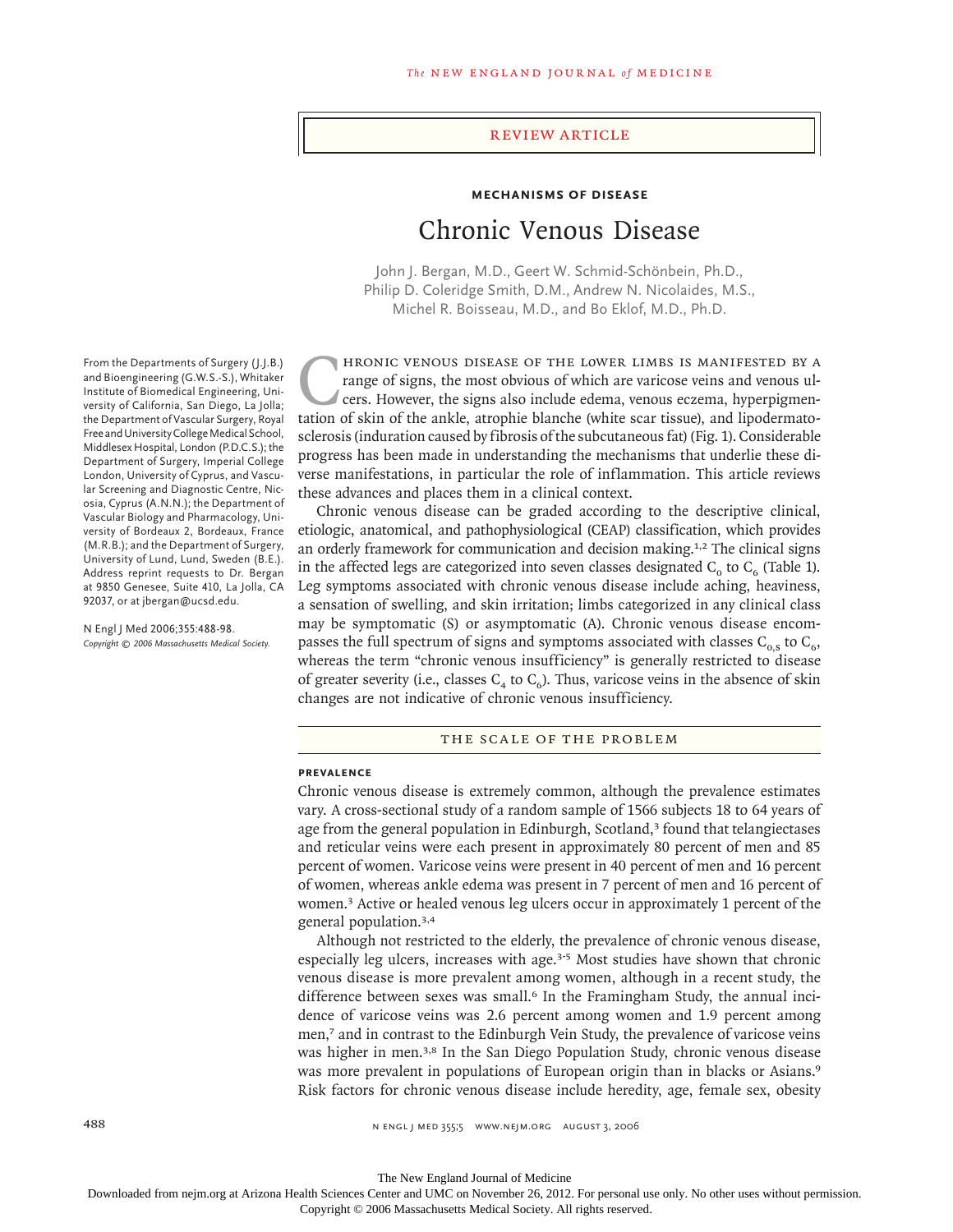# Review Article

## Mechanisms of Disease

# Chronic Venous Disease

John J. Bergan, M.D., Geert W. Schmid-Schönbein, Ph.D., Philip D. Coleridge Smith, D.M., Andrew N. Nicolaides, M.S., Michel R. Boisseau, M.D., and Bo Eklof, M.D., Ph.D.

From the Departments of Surgery (J.J.B.) and Bioengineering (G.W.S.-S.), Whitaker Institute of Biomedical Engineering, University of California, San Diego, La Jolla; the Department of Vascular Surgery, Royal Free and University College Medical School, Middlesex Hospital, London (P.D.C.S.); the Department of Surgery, Imperial College London, University of Cyprus, and Vascular Screening and Diagnostic Centre, Nicosia, Cyprus (A.N.N.); the Department of Vascular Biology and Pharmacology, University of Bordeaux 2, Bordeaux, France (M.R.B.); and the Department of Surgery, University of Lund, Lund, Sweden (B.E.). Address reprint requests to Dr. Bergan at 9850 Genesee, Suite 410, La Jolla, CA 92037, or at jbergan@ucsd.edu.

N Engl J Med 2006;355:488-98.
*Copyright © 2006 Massachusetts Medical Society.*

Chronic venous disease of the lower limbs is manifested by a range of signs, the most obvious of which are varicose veins and venous ulcers. However, the signs also include edema, venous eczema, hyperpigmentation of skin of the ankle, atrophie blanche (white scar tissue), and lipodermatosclerosis (induration caused by fibrosis of the subcutaneous fat) (Fig. 1). Considerable progress has been made in understanding the mechanisms that underlie these diverse manifestations, in particular the role of inflammation. This article reviews these advances and places them in a clinical context.

Chronic venous disease can be graded according to the descriptive clinical, etiologic, anatomical, and pathophysiological (CEAP) classification, which provides an orderly framework for communication and decision making.[1,2] The clinical signs in the affected legs are categorized into seven classes designated $C_0$ to $C_6$ (Table 1). Leg symptoms associated with chronic venous disease include aching, heaviness, a sensation of swelling, and skin irritation; limbs categorized in any clinical class may be symptomatic (S) or asymptomatic (A). Chronic venous disease encompasses the full spectrum of signs and symptoms associated with classes $C_{0,S}$ to $C_6$, whereas the term "chronic venous insufficiency" is generally restricted to disease of greater severity (i.e., classes $C_4$ to $C_6$). Thus, varicose veins in the absence of skin changes are not indicative of chronic venous insufficiency.

## The Scale of the Problem

### Prevalence

Chronic venous disease is extremely common, although the prevalence estimates vary. A cross-sectional study of a random sample of 1566 subjects 18 to 64 years of age from the general population in Edinburgh, Scotland,[3] found that telangiectases and reticular veins were each present in approximately 80 percent of men and 85 percent of women. Varicose veins were present in 40 percent of men and 16 percent of women, whereas ankle edema was present in 7 percent of men and 16 percent of women.[3] Active or healed venous leg ulcers occur in approximately 1 percent of the general population.[3,4]

Although not restricted to the elderly, the prevalence of chronic venous disease, especially leg ulcers, increases with age.[3-5] Most studies have shown that chronic venous disease is more prevalent among women, although in a recent study, the difference between sexes was small.[6] In the Framingham Study, the annual incidence of varicose veins was 2.6 percent among women and 1.9 percent among men,[7] and in contrast to the Edinburgh Vein Study, the prevalence of varicose veins was higher in men.[3,8] In the San Diego Population Study, chronic venous disease was more prevalent in populations of European origin than in blacks or Asians.[9] Risk factors for chronic venous disease include heredity, age, female sex, obesity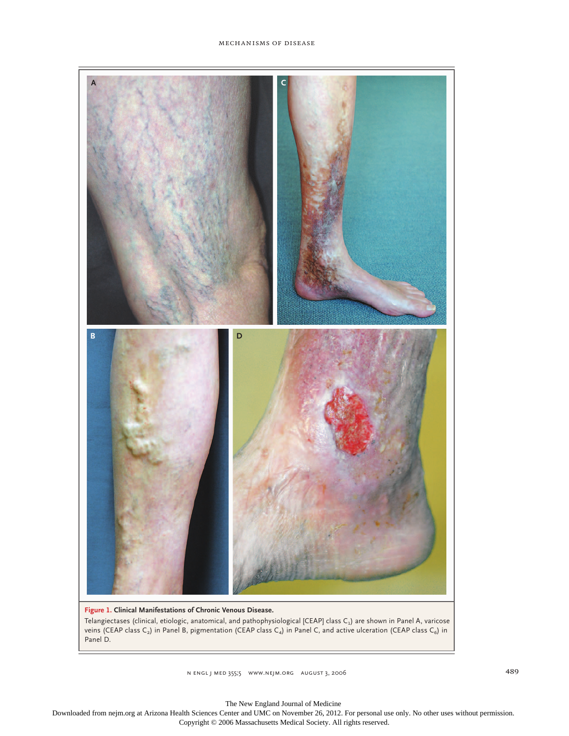**Figure 1. Clinical Manifestations of Chronic Venous Disease.**

Telangiectases (clinical, etiologic, anatomical, and pathophysiological [CEAP] class $C_1$) are shown in Panel A, varicose veins (CEAP class $C_2$) in Panel B, pigmentation (CEAP class $C_4$) in Panel C, and active ulceration (CEAP class $C_6$) in Panel D.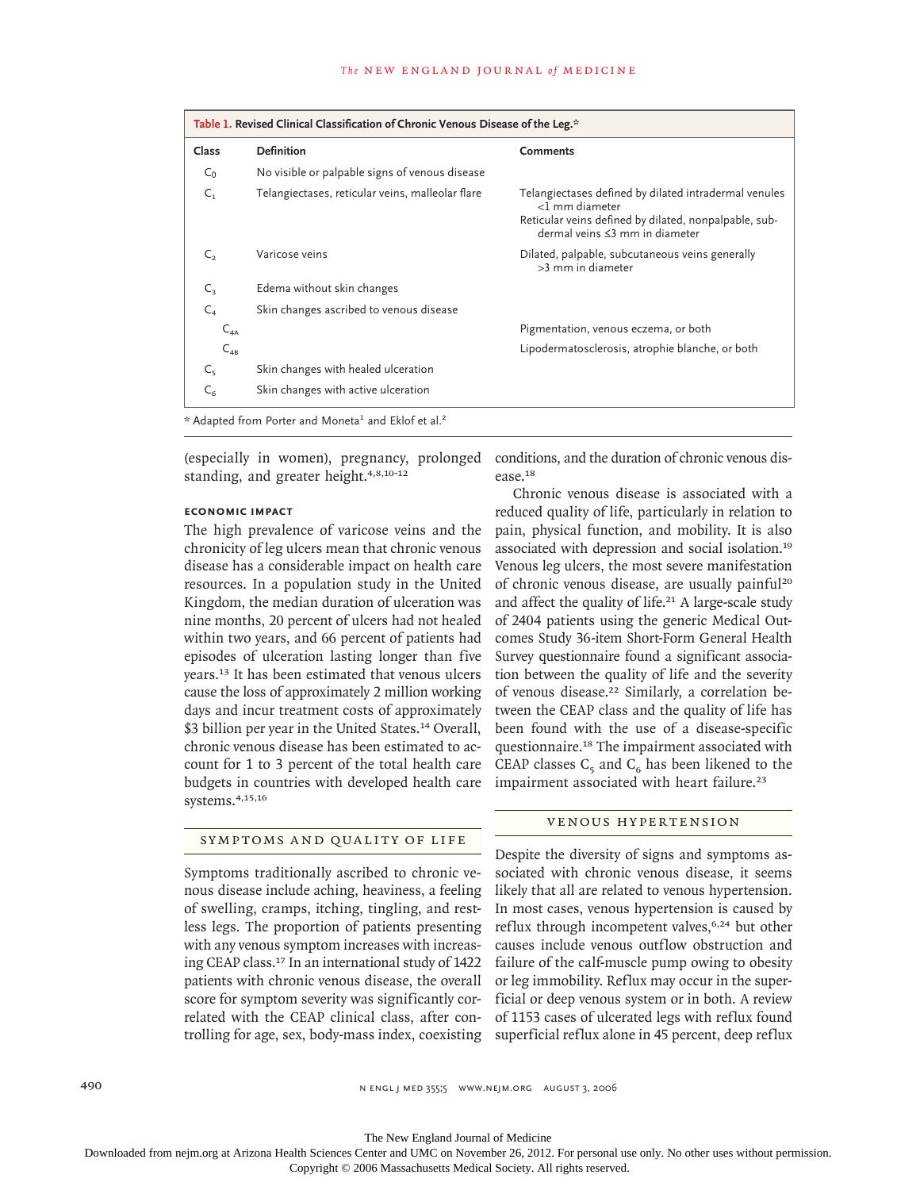**Table 1. Revised Clinical Classification of Chronic Venous Disease of the Leg.***

| Class | Definition | Comments |
|---|---|---|
| $C_0$ | No visible or palpable signs of venous disease | |
| $C_1$ | Telangiectases, reticular veins, malleolar flare | Telangiectases defined by dilated intradermal venules <1 mm diameter<br>Reticular veins defined by dilated, nonpalpable, subdermal veins ≤3 mm in diameter |
| $C_2$ | Varicose veins | Dilated, palpable, subcutaneous veins generally >3 mm in diameter |
| $C_3$ | Edema without skin changes | |
| $C_4$ | Skin changes ascribed to venous disease | |
| $C_{4A}$ | | Pigmentation, venous eczema, or both |
| $C_{4B}$ | | Lipodermatosclerosis, atrophie blanche, or both |
| $C_5$ | Skin changes with healed ulceration | |
| $C_6$ | Skin changes with active ulceration | |

\* Adapted from Porter and Moneta[1] and Eklof et al.[2]

(especially in women), pregnancy, prolonged standing, and greater height.[4,8,10-12]

#### ECONOMIC IMPACT

The high prevalence of varicose veins and the chronicity of leg ulcers mean that chronic venous disease has a considerable impact on health care resources. In a population study in the United Kingdom, the median duration of ulceration was nine months, 20 percent of ulcers had not healed within two years, and 66 percent of patients had episodes of ulceration lasting longer than five years.[13] It has been estimated that venous ulcers cause the loss of approximately 2 million working days and incur treatment costs of approximately $3 billion per year in the United States.[14] Overall, chronic venous disease has been estimated to account for 1 to 3 percent of the total health care budgets in countries with developed health care systems.[4,15,16]

## SYMPTOMS AND QUALITY OF LIFE

Symptoms traditionally ascribed to chronic venous disease include aching, heaviness, a feeling of swelling, cramps, itching, tingling, and restless legs. The proportion of patients presenting with any venous symptom increases with increasing CEAP class.[17] In an international study of 1422 patients with chronic venous disease, the overall score for symptom severity was significantly correlated with the CEAP clinical class, after controlling for age, sex, body-mass index, coexisting conditions, and the duration of chronic venous disease.[18]

Chronic venous disease is associated with a reduced quality of life, particularly in relation to pain, physical function, and mobility. It is also associated with depression and social isolation.[19] Venous leg ulcers, the most severe manifestation of chronic venous disease, are usually painful[20] and affect the quality of life.[21] A large-scale study of 2404 patients using the generic Medical Outcomes Study 36-item Short-Form General Health Survey questionnaire found a significant association between the quality of life and the severity of venous disease.[22] Similarly, a correlation between the CEAP class and the quality of life has been found with the use of a disease-specific questionnaire.[18] The impairment associated with CEAP classes $C_5$ and $C_6$ has been likened to the impairment associated with heart failure.[23]

## VENOUS HYPERTENSION

Despite the diversity of signs and symptoms associated with chronic venous disease, it seems likely that all are related to venous hypertension. In most cases, venous hypertension is caused by reflux through incompetent valves,[6,24] but other causes include venous outflow obstruction and failure of the calf-muscle pump owing to obesity or leg immobility. Reflux may occur in the superficial or deep venous system or in both. A review of 1153 cases of ulcerated legs with reflux found superficial reflux alone in 45 percent, deep reflux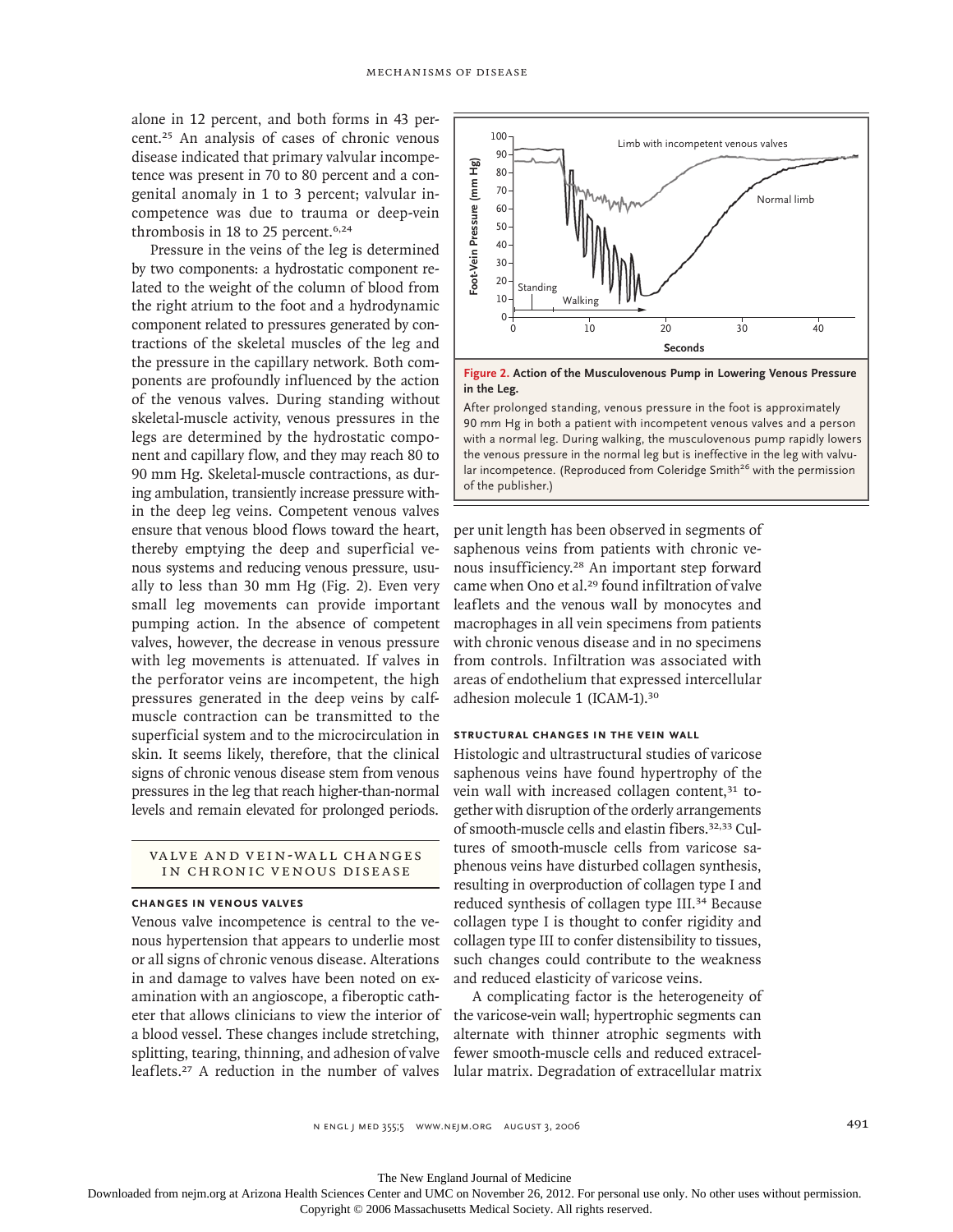alone in 12 percent, and both forms in 43 percent.[25] An analysis of cases of chronic venous disease indicated that primary valvular incompetence was present in 70 to 80 percent and a congenital anomaly in 1 to 3 percent; valvular incompetence was due to trauma or deep-vein thrombosis in 18 to 25 percent.[6,24]

Pressure in the veins of the leg is determined by two components: a hydrostatic component related to the weight of the column of blood from the right atrium to the foot and a hydrodynamic component related to pressures generated by contractions of the skeletal muscles of the leg and the pressure in the capillary network. Both components are profoundly influenced by the action of the venous valves. During standing without skeletal-muscle activity, venous pressures in the legs are determined by the hydrostatic component and capillary flow, and they may reach 80 to 90 mm Hg. Skeletal-muscle contractions, as during ambulation, transiently increase pressure within the deep leg veins. Competent venous valves ensure that venous blood flows toward the heart, thereby emptying the deep and superficial venous systems and reducing venous pressure, usually to less than 30 mm Hg (Fig. 2). Even very small leg movements can provide important pumping action. In the absence of competent valves, however, the decrease in venous pressure with leg movements is attenuated. If valves in the perforator veins are incompetent, the high pressures generated in the deep veins by calf-muscle contraction can be transmitted to the superficial system and to the microcirculation in skin. It seems likely, therefore, that the clinical signs of chronic venous disease stem from venous pressures in the leg that reach higher-than-normal levels and remain elevated for prolonged periods.

**Figure 2. Action of the Musculovenous Pump in Lowering Venous Pressure in the Leg.**

After prolonged standing, venous pressure in the foot is approximately 90 mm Hg in both a patient with incompetent venous valves and a person with a normal leg. During walking, the musculovenous pump rapidly lowers the venous pressure in the normal leg but is ineffective in the leg with valvular incompetence. (Reproduced from Coleridge Smith[26] with the permission of the publisher.)

## VALVE AND VEIN-WALL CHANGES IN CHRONIC VENOUS DISEASE

### CHANGES IN VENOUS VALVES

Venous valve incompetence is central to the venous hypertension that appears to underlie most or all signs of chronic venous disease. Alterations in and damage to valves have been noted on examination with an angioscope, a fiberoptic catheter that allows clinicians to view the interior of a blood vessel. These changes include stretching, splitting, tearing, thinning, and adhesion of valve leaflets.[27] A reduction in the number of valves per unit length has been observed in segments of saphenous veins from patients with chronic venous insufficiency.[28] An important step forward came when Ono et al.[29] found infiltration of valve leaflets and the venous wall by monocytes and macrophages in all vein specimens from patients with chronic venous disease and in no specimens from controls. Infiltration was associated with areas of endothelium that expressed intercellular adhesion molecule 1 (ICAM-1).[30]

### STRUCTURAL CHANGES IN THE VEIN WALL

Histologic and ultrastructural studies of varicose saphenous veins have found hypertrophy of the vein wall with increased collagen content,[31] together with disruption of the orderly arrangements of smooth-muscle cells and elastin fibers.[32,33] Cultures of smooth-muscle cells from varicose saphenous veins have disturbed collagen synthesis, resulting in overproduction of collagen type I and reduced synthesis of collagen type III.[34] Because collagen type I is thought to confer rigidity and collagen type III to confer distensibility to tissues, such changes could contribute to the weakness and reduced elasticity of varicose veins.

A complicating factor is the heterogeneity of the varicose-vein wall; hypertrophic segments can alternate with thinner atrophic segments with fewer smooth-muscle cells and reduced extracellular matrix. Degradation of extracellular matrix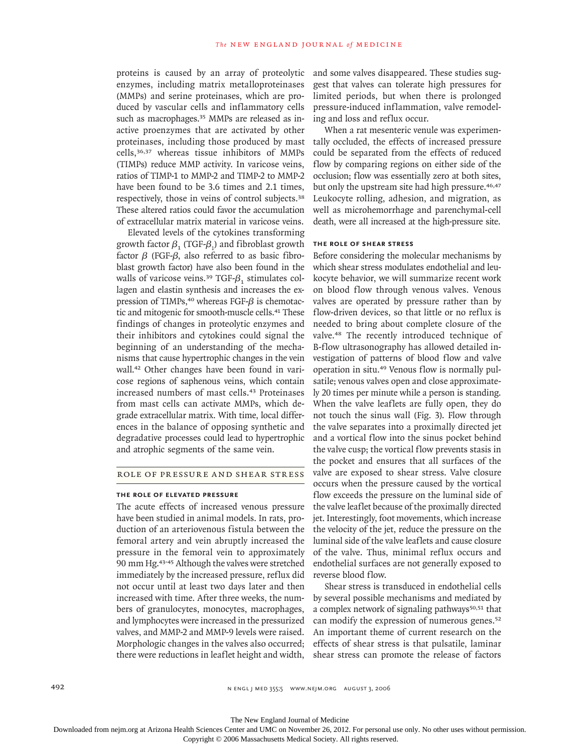proteins is caused by an array of proteolytic enzymes, including matrix metalloproteinases (MMPs) and serine proteinases, which are produced by vascular cells and inflammatory cells such as macrophages.[35] MMPs are released as inactive proenzymes that are activated by other proteinases, including those produced by mast cells,[36,37] whereas tissue inhibitors of MMPs (TIMPs) reduce MMP activity. In varicose veins, ratios of TIMP-1 to MMP-2 and TIMP-2 to MMP-2 have been found to be 3.6 times and 2.1 times, respectively, those in veins of control subjects.[38] These altered ratios could favor the accumulation of extracellular matrix material in varicose veins.

Elevated levels of the cytokines transforming growth factor $\beta_1$ (TGF-$\beta_1$) and fibroblast growth factor $\beta$ (FGF-$\beta$, also referred to as basic fibroblast growth factor) have also been found in the walls of varicose veins.[39] TGF-$\beta_1$ stimulates collagen and elastin synthesis and increases the expression of TIMPs,[40] whereas FGF-$\beta$ is chemotactic and mitogenic for smooth-muscle cells.[41] These findings of changes in proteolytic enzymes and their inhibitors and cytokines could signal the beginning of an understanding of the mechanisms that cause hypertrophic changes in the vein wall.[42] Other changes have been found in varicose regions of saphenous veins, which contain increased numbers of mast cells.[43] Proteinases from mast cells can activate MMPs, which degrade extracellular matrix. With time, local differences in the balance of opposing synthetic and degradative processes could lead to hypertrophic and atrophic segments of the same vein.

## ROLE OF PRESSURE AND SHEAR STRESS

### THE ROLE OF ELEVATED PRESSURE

The acute effects of increased venous pressure have been studied in animal models. In rats, production of an arteriovenous fistula between the femoral artery and vein abruptly increased the pressure in the femoral vein to approximately 90 mm Hg.[43-45] Although the valves were stretched immediately by the increased pressure, reflux did not occur until at least two days later and then increased with time. After three weeks, the numbers of granulocytes, monocytes, macrophages, and lymphocytes were increased in the pressurized valves, and MMP-2 and MMP-9 levels were raised. Morphologic changes in the valves also occurred; there were reductions in leaflet height and width, and some valves disappeared. These studies suggest that valves can tolerate high pressures for limited periods, but when there is prolonged pressure-induced inflammation, valve remodeling and loss and reflux occur.

When a rat mesenteric venule was experimentally occluded, the effects of increased pressure could be separated from the effects of reduced flow by comparing regions on either side of the occlusion; flow was essentially zero at both sites, but only the upstream site had high pressure.[46,47] Leukocyte rolling, adhesion, and migration, as well as microhemorrhage and parenchymal-cell death, were all increased at the high-pressure site.

### THE ROLE OF SHEAR STRESS

Before considering the molecular mechanisms by which shear stress modulates endothelial and leukocyte behavior, we will summarize recent work on blood flow through venous valves. Venous valves are operated by pressure rather than by flow-driven devices, so that little or no reflux is needed to bring about complete closure of the valve.[48] The recently introduced technique of B-flow ultrasonography has allowed detailed investigation of patterns of blood flow and valve operation in situ.[49] Venous flow is normally pulsatile; venous valves open and close approximately 20 times per minute while a person is standing. When the valve leaflets are fully open, they do not touch the sinus wall (Fig. 3). Flow through the valve separates into a proximally directed jet and a vortical flow into the sinus pocket behind the valve cusp; the vortical flow prevents stasis in the pocket and ensures that all surfaces of the valve are exposed to shear stress. Valve closure occurs when the pressure caused by the vortical flow exceeds the pressure on the luminal side of the valve leaflet because of the proximally directed jet. Interestingly, foot movements, which increase the velocity of the jet, reduce the pressure on the luminal side of the valve leaflets and cause closure of the valve. Thus, minimal reflux occurs and endothelial surfaces are not generally exposed to reverse blood flow.

Shear stress is transduced in endothelial cells by several possible mechanisms and mediated by a complex network of signaling pathways[50,51] that can modify the expression of numerous genes.[52] An important theme of current research on the effects of shear stress is that pulsatile, laminar shear stress can promote the release of factors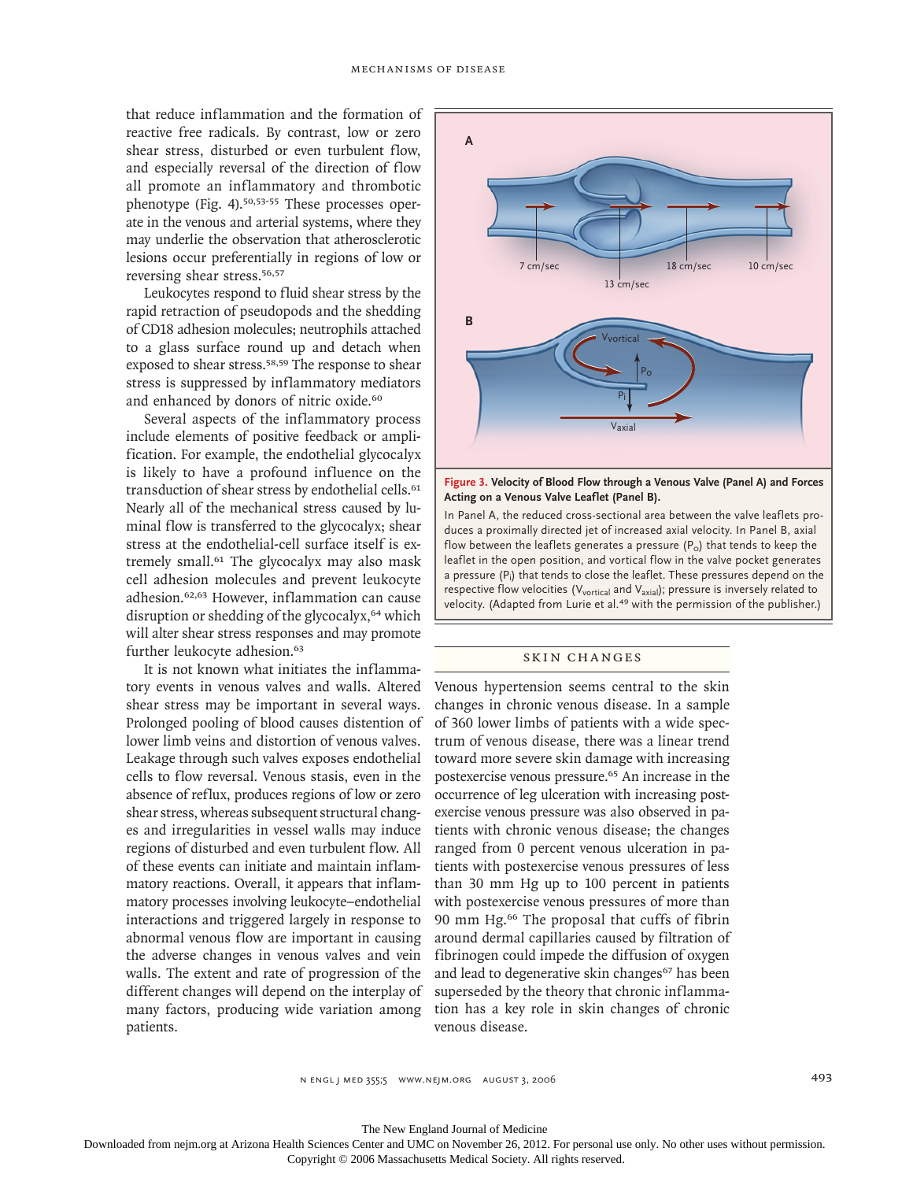that reduce inflammation and the formation of reactive free radicals. By contrast, low or zero shear stress, disturbed or even turbulent flow, and especially reversal of the direction of flow all promote an inflammatory and thrombotic phenotype (Fig. 4).[50,53-55] These processes operate in the venous and arterial systems, where they may underlie the observation that atherosclerotic lesions occur preferentially in regions of low or reversing shear stress.[56,57]

Leukocytes respond to fluid shear stress by the rapid retraction of pseudopods and the shedding of CD18 adhesion molecules; neutrophils attached to a glass surface round up and detach when exposed to shear stress.[58,59] The response to shear stress is suppressed by inflammatory mediators and enhanced by donors of nitric oxide.[60]

Several aspects of the inflammatory process include elements of positive feedback or amplification. For example, the endothelial glycocalyx is likely to have a profound influence on the transduction of shear stress by endothelial cells.[61] Nearly all of the mechanical stress caused by luminal flow is transferred to the glycocalyx; shear stress at the endothelial-cell surface itself is extremely small.[61] The glycocalyx may also mask cell adhesion molecules and prevent leukocyte adhesion.[62,63] However, inflammation can cause disruption or shedding of the glycocalyx,[64] which will alter shear stress responses and may promote further leukocyte adhesion.[63]

It is not known what initiates the inflammatory events in venous valves and walls. Altered shear stress may be important in several ways. Prolonged pooling of blood causes distention of lower limb veins and distortion of venous valves. Leakage through such valves exposes endothelial cells to flow reversal. Venous stasis, even in the absence of reflux, produces regions of low or zero shear stress, whereas subsequent structural changes and irregularities in vessel walls may induce regions of disturbed and even turbulent flow. All of these events can initiate and maintain inflammatory reactions. Overall, it appears that inflammatory processes involving leukocyte–endothelial interactions and triggered largely in response to abnormal venous flow are important in causing the adverse changes in venous valves and vein walls. The extent and rate of progression of the different changes will depend on the interplay of many factors, producing wide variation among patients.

**Figure 3. Velocity of Blood Flow through a Venous Valve (Panel A) and Forces Acting on a Venous Valve Leaflet (Panel B).**

In Panel A, the reduced cross-sectional area between the valve leaflets produces a proximally directed jet of increased axial velocity. In Panel B, axial flow between the leaflets generates a pressure ($P_O$) that tends to keep the leaflet in the open position, and vortical flow in the valve pocket generates a pressure ($P_I$) that tends to close the leaflet. These pressures depend on the respective flow velocities ($V_{vortical}$ and $V_{axial}$); pressure is inversely related to velocity. (Adapted from Lurie et al.[49] with the permission of the publisher.)

## Skin Changes

Venous hypertension seems central to the skin changes in chronic venous disease. In a sample of 360 lower limbs of patients with a wide spectrum of venous disease, there was a linear trend toward more severe skin damage with increasing postexercise venous pressure.[65] An increase in the occurrence of leg ulceration with increasing postexercise venous pressure was also observed in patients with chronic venous disease; the changes ranged from 0 percent venous ulceration in patients with postexercise venous pressures of less than 30 mm Hg up to 100 percent in patients with postexercise venous pressures of more than 90 mm Hg.[66] The proposal that cuffs of fibrin around dermal capillaries caused by filtration of fibrinogen could impede the diffusion of oxygen and lead to degenerative skin changes[67] has been superseded by the theory that chronic inflammation has a key role in skin changes of chronic venous disease.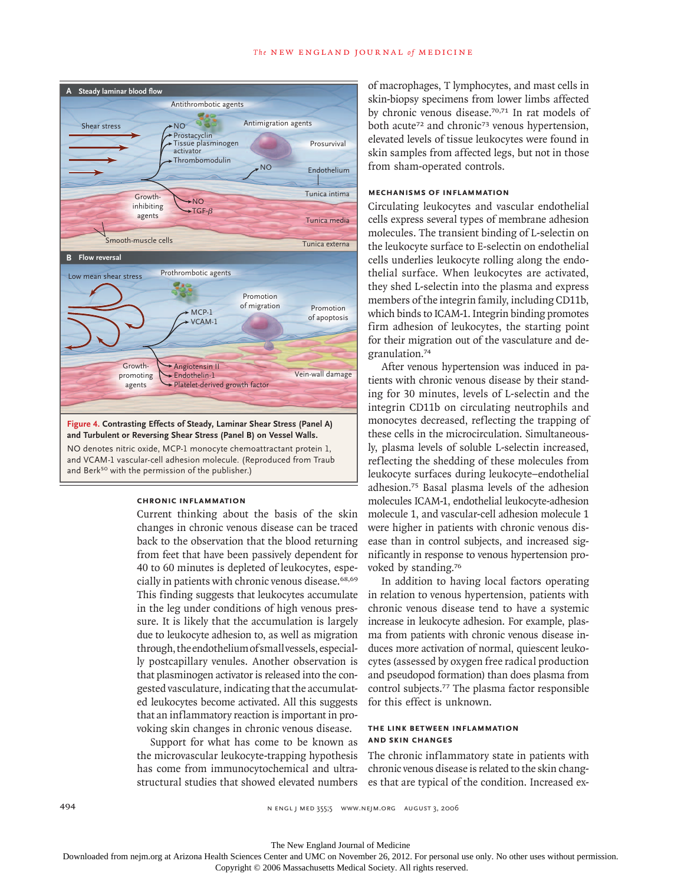**Figure 4. Contrasting Effects of Steady, Laminar Shear Stress (Panel A) and Turbulent or Reversing Shear Stress (Panel B) on Vessel Walls.**

NO denotes nitric oxide, MCP-1 monocyte chemoattractant protein 1, and VCAM-1 vascular-cell adhesion molecule. (Reproduced from Traub and Berk[50] with the permission of the publisher.)

### Chronic Inflammation

Current thinking about the basis of the skin changes in chronic venous disease can be traced back to the observation that the blood returning from feet that have been passively dependent for 40 to 60 minutes is depleted of leukocytes, especially in patients with chronic venous disease.[68,69] This finding suggests that leukocytes accumulate in the leg under conditions of high venous pressure. It is likely that the accumulation is largely due to leukocyte adhesion to, as well as migration through, the endothelium of small vessels, especially postcapillary venules. Another observation is that plasminogen activator is released into the congested vasculature, indicating that the accumulated leukocytes become activated. All this suggests that an inflammatory reaction is important in provoking skin changes in chronic venous disease.

Support for what has come to be known as the microvascular leukocyte-trapping hypothesis has come from immunocytochemical and ultrastructural studies that showed elevated numbers of macrophages, T lymphocytes, and mast cells in skin-biopsy specimens from lower limbs affected by chronic venous disease.[70,71] In rat models of both acute[72] and chronic[73] venous hypertension, elevated levels of tissue leukocytes were found in skin samples from affected legs, but not in those from sham-operated controls.

### Mechanisms of Inflammation

Circulating leukocytes and vascular endothelial cells express several types of membrane adhesion molecules. The transient binding of L-selectin on the leukocyte surface to E-selectin on endothelial cells underlies leukocyte rolling along the endothelial surface. When leukocytes are activated, they shed L-selectin into the plasma and express members of the integrin family, including CD11b, which binds to ICAM-1. Integrin binding promotes firm adhesion of leukocytes, the starting point for their migration out of the vasculature and degranulation.[74]

After venous hypertension was induced in patients with chronic venous disease by their standing for 30 minutes, levels of L-selectin and the integrin CD11b on circulating neutrophils and monocytes decreased, reflecting the trapping of these cells in the microcirculation. Simultaneously, plasma levels of soluble L-selectin increased, reflecting the shedding of these molecules from leukocyte surfaces during leukocyte–endothelial adhesion.[75] Basal plasma levels of the adhesion molecules ICAM-1, endothelial leukocyte-adhesion molecule 1, and vascular-cell adhesion molecule 1 were higher in patients with chronic venous disease than in control subjects, and increased significantly in response to venous hypertension provoked by standing.[76]

In addition to having local factors operating in relation to venous hypertension, patients with chronic venous disease tend to have a systemic increase in leukocyte adhesion. For example, plasma from patients with chronic venous disease induces more activation of normal, quiescent leukocytes (assessed by oxygen free radical production and pseudopod formation) than does plasma from control subjects.[77] The plasma factor responsible for this effect is unknown.

### The Link between Inflammation and Skin Changes

The chronic inflammatory state in patients with chronic venous disease is related to the skin changes that are typical of the condition. Increased ex-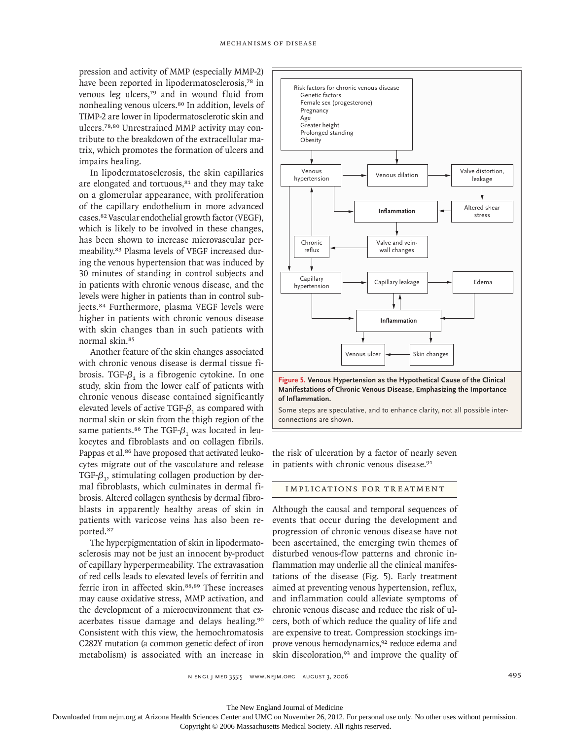pression and activity of MMP (especially MMP-2) have been reported in lipodermatosclerosis,[78] in venous leg ulcers,[79] and in wound fluid from nonhealing venous ulcers.[80] In addition, levels of TIMP-2 are lower in lipodermatosclerotic skin and ulcers.[78,80] Unrestrained MMP activity may contribute to the breakdown of the extracellular matrix, which promotes the formation of ulcers and impairs healing.

In lipodermatosclerosis, the skin capillaries are elongated and tortuous,[81] and they may take on a glomerular appearance, with proliferation of the capillary endothelium in more advanced cases.[82] Vascular endothelial growth factor (VEGF), which is likely to be involved in these changes, has been shown to increase microvascular permeability.[83] Plasma levels of VEGF increased during the venous hypertension that was induced by 30 minutes of standing in control subjects and in patients with chronic venous disease, and the levels were higher in patients than in control subjects.[84] Furthermore, plasma VEGF levels were higher in patients with chronic venous disease with skin changes than in such patients with normal skin.[85]

Another feature of the skin changes associated with chronic venous disease is dermal tissue fibrosis. TGF-$\beta_1$ is a fibrogenic cytokine. In one study, skin from the lower calf of patients with chronic venous disease contained significantly elevated levels of active TGF-$\beta_1$ as compared with normal skin or skin from the thigh region of the same patients.[86] The TGF-$\beta_1$ was located in leukocytes and fibroblasts and on collagen fibrils. Pappas et al.[86] have proposed that activated leukocytes migrate out of the vasculature and release TGF-$\beta_1$, stimulating collagen production by dermal fibroblasts, which culminates in dermal fibrosis. Altered collagen synthesis by dermal fibroblasts in apparently healthy areas of skin in patients with varicose veins has also been reported.[87]

The hyperpigmentation of skin in lipodermatosclerosis may not be just an innocent by-product of capillary hyperpermeability. The extravasation of red cells leads to elevated levels of ferritin and ferric iron in affected skin.[88,89] These increases may cause oxidative stress, MMP activation, and the development of a microenvironment that exacerbates tissue damage and delays healing.[90] Consistent with this view, the hemochromatosis C282Y mutation (a common genetic defect of iron metabolism) is associated with an increase in the risk of ulceration by a factor of nearly seven in patients with chronic venous disease.[91]

Risk factors for chronic venous disease: Genetic factors; Female sex (progesterone); Pregnancy; Age; Greater height; Prolonged standing; Obesity

Flow: Risk factors → Venous hypertension, Venous dilation. Venous hypertension → Venous dilation → Valve distortion, leakage → Altered shear stress → Inflammation. Venous hypertension → Inflammation → Valve and vein-wall changes → Chronic reflux → Venous hypertension. Venous hypertension → Capillary hypertension → Capillary leakage → Edema. Capillary leakage ↔ Inflammation; Capillary hypertension → Inflammation; Edema → Inflammation. Inflammation → Venous ulcer, Skin changes. Skin changes → Venous ulcer.

**Figure 5. Venous Hypertension as the Hypothetical Cause of the Clinical Manifestations of Chronic Venous Disease, Emphasizing the Importance of Inflammation.**

Some steps are speculative, and to enhance clarity, not all possible interconnections are shown.

## IMPLICATIONS FOR TREATMENT

Although the causal and temporal sequences of events that occur during the development and progression of chronic venous disease have not been ascertained, the emerging twin themes of disturbed venous-flow patterns and chronic inflammation may underlie all the clinical manifestations of the disease (Fig. 5). Early treatment aimed at preventing venous hypertension, reflux, and inflammation could alleviate symptoms of chronic venous disease and reduce the risk of ulcers, both of which reduce the quality of life and are expensive to treat. Compression stockings improve venous hemodynamics,[92] reduce edema and skin discoloration,[93] and improve the quality of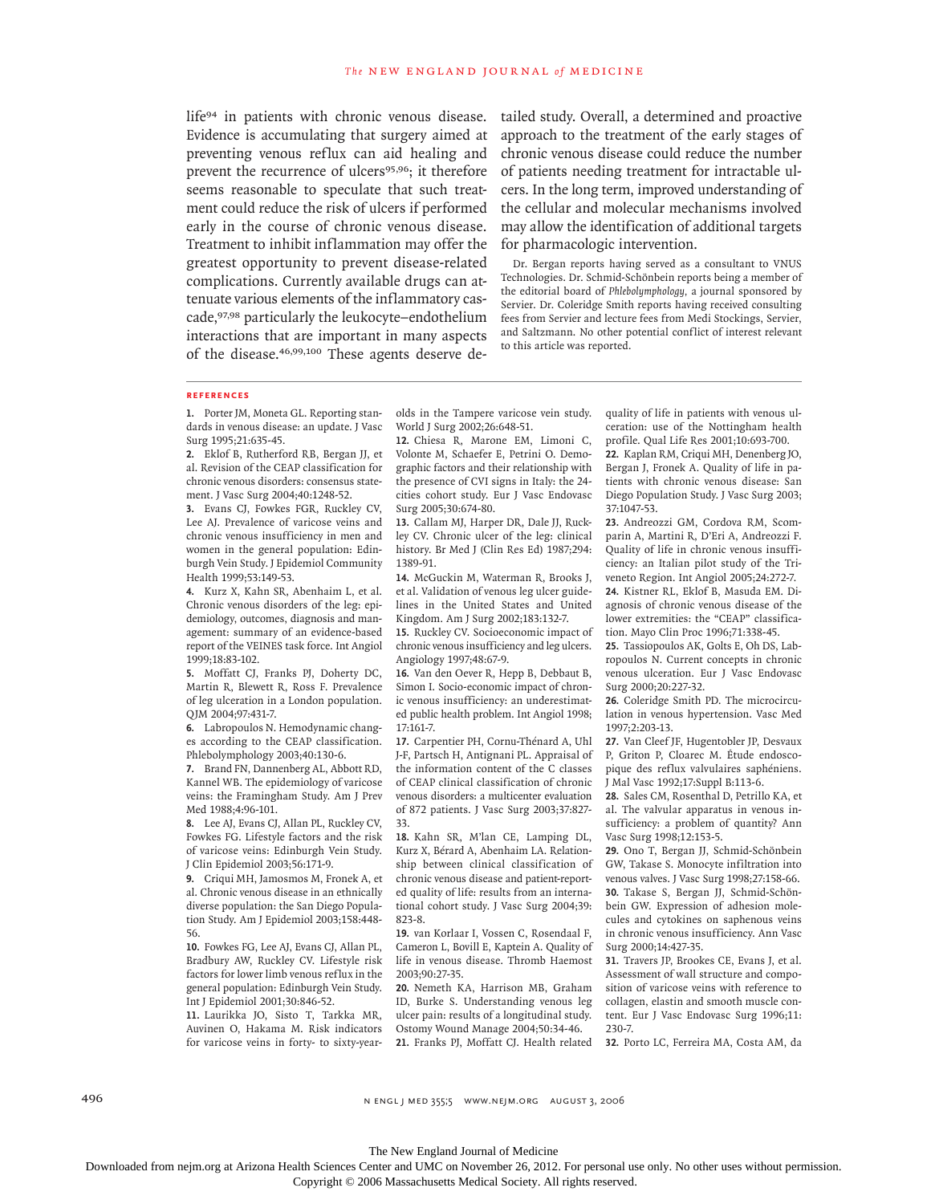life[94] in patients with chronic venous disease. Evidence is accumulating that surgery aimed at preventing venous reflux can aid healing and prevent the recurrence of ulcers[95,96]; it therefore seems reasonable to speculate that such treatment could reduce the risk of ulcers if performed early in the course of chronic venous disease. Treatment to inhibit inflammation may offer the greatest opportunity to prevent disease-related complications. Currently available drugs can attenuate various elements of the inflammatory cascade,[97,98] particularly the leukocyte–endothelium interactions that are important in many aspects of the disease.[46,99,100] These agents deserve detailed study. Overall, a determined and proactive approach to the treatment of the early stages of chronic venous disease could reduce the number of patients needing treatment for intractable ulcers. In the long term, improved understanding of the cellular and molecular mechanisms involved may allow the identification of additional targets for pharmacologic intervention.

Dr. Bergan reports having served as a consultant to VNUS Technologies. Dr. Schmid-Schönbein reports being a member of the editorial board of *Phlebolymphology*, a journal sponsored by Servier. Dr. Coleridge Smith reports having received consulting fees from Servier and lecture fees from Medi Stockings, Servier, and Saltzmann. No other potential conflict of interest relevant to this article was reported.

## References

1. Porter JM, Moneta GL. Reporting standards in venous disease: an update. J Vasc Surg 1995;21:635-45.
2. Eklof B, Rutherford RB, Bergan JJ, et al. Revision of the CEAP classification for chronic venous disorders: consensus statement. J Vasc Surg 2004;40:1248-52.
3. Evans CJ, Fowkes FGR, Ruckley CV, Lee AJ. Prevalence of varicose veins and chronic venous insufficiency in men and women in the general population: Edinburgh Vein Study. J Epidemiol Community Health 1999;53:149-53.
4. Kurz X, Kahn SR, Abenhaim L, et al. Chronic venous disorders of the leg: epidemiology, outcomes, diagnosis and management: summary of an evidence-based report of the VEINES task force. Int Angiol 1999;18:83-102.
5. Moffatt CJ, Franks PJ, Doherty DC, Martin R, Blewett R, Ross F. Prevalence of leg ulceration in a London population. QJM 2004;97:431-7.
6. Labropoulos N. Hemodynamic changes according to the CEAP classification. Phlebolymphology 2003;40:130-6.
7. Brand FN, Dannenberg AL, Abbott RD, Kannel WB. The epidemiology of varicose veins: the Framingham Study. Am J Prev Med 1988;4:96-101.
8. Lee AJ, Evans CJ, Allan PL, Ruckley CV, Fowkes FG. Lifestyle factors and the risk of varicose veins: Edinburgh Vein Study. J Clin Epidemiol 2003;56:171-9.
9. Criqui MH, Jamosmos M, Fronek A, et al. Chronic venous disease in an ethnically diverse population: the San Diego Population Study. Am J Epidemiol 2003;158:448-56.
10. Fowkes FG, Lee AJ, Evans CJ, Allan PL, Bradbury AW, Ruckley CV. Lifestyle risk factors for lower limb venous reflux in the general population: Edinburgh Vein Study. Int J Epidemiol 2001;30:846-52.
11. Laurikka JO, Sisto T, Tarkka MR, Auvinen O, Hakama M. Risk indicators for varicose veins in forty- to sixty-year-olds in the Tampere varicose vein study. World J Surg 2002;26:648-51.
12. Chiesa R, Marone EM, Limoni C, Volonte M, Schaefer E, Petrini O. Demographic factors and their relationship with the presence of CVI signs in Italy: the 24-cities cohort study. Eur J Vasc Endovasc Surg 2005;30:674-80.
13. Callam MJ, Harper DR, Dale JJ, Ruckley CV. Chronic ulcer of the leg: clinical history. Br Med J (Clin Res Ed) 1987;294:1389-91.
14. McGuckin M, Waterman R, Brooks J, et al. Validation of venous leg ulcer guidelines in the United States and United Kingdom. Am J Surg 2002;183:132-7.
15. Ruckley CV. Socioeconomic impact of chronic venous insufficiency and leg ulcers. Angiology 1997;48:67-9.
16. Van den Oever R, Hepp B, Debbaut B, Simon I. Socio-economic impact of chronic venous insufficiency: an underestimated public health problem. Int Angiol 1998;17:161-7.
17. Carpentier PH, Cornu-Thénard A, Uhl J-F, Partsch H, Antignani PL. Appraisal of the information content of the C classes of CEAP clinical classification of chronic venous disorders: a multicenter evaluation of 872 patients. J Vasc Surg 2003;37:827-33.
18. Kahn SR, M'lan CE, Lamping DL, Kurz X, Bérard A, Abenhaim LA. Relationship between clinical classification of chronic venous disease and patient-reported quality of life: results from an international cohort study. J Vasc Surg 2004;39:823-8.
19. van Korlaar I, Vossen C, Rosendaal F, Cameron L, Bovill E, Kaptein A. Quality of life in venous disease. Thromb Haemost 2003;90:27-35.
20. Nemeth KA, Harrison MB, Graham ID, Burke S. Understanding venous leg ulcer pain: results of a longitudinal study. Ostomy Wound Manage 2004;50:34-46.
21. Franks PJ, Moffatt CJ. Health related quality of life in patients with venous ulceration: use of the Nottingham health profile. Qual Life Res 2001;10:693-700.
22. Kaplan RM, Criqui MH, Denenberg JO, Bergan J, Fronek A. Quality of life in patients with chronic venous disease: San Diego Population Study. J Vasc Surg 2003;37:1047-53.
23. Andreozzi GM, Cordova RM, Scomparin A, Martini R, D'Eri A, Andreozzi F. Quality of life in chronic venous insufficiency: an Italian pilot study of the Triveneto Region. Int Angiol 2005;24:272-7.
24. Kistner RL, Eklof B, Masuda EM. Diagnosis of chronic venous disease of the lower extremities: the "CEAP" classification. Mayo Clin Proc 1996;71:338-45.
25. Tassiopoulos AK, Golts E, Oh DS, Labropoulos N. Current concepts in chronic venous ulceration. Eur J Vasc Endovasc Surg 2000;20:227-32.
26. Coleridge Smith PD. The microcirculation in venous hypertension. Vasc Med 1997;2:203-13.
27. Van Cleef JF, Hugentobler JP, Desvaux P, Griton P, Cloarec M. Étude endoscopique des reflux valvulaires saphéniens. J Mal Vasc 1992;17:Suppl B:113-6.
28. Sales CM, Rosenthal D, Petrillo KA, et al. The valvular apparatus in venous insufficiency: a problem of quantity? Ann Vasc Surg 1998;12:153-5.
29. Ono T, Bergan JJ, Schmid-Schönbein GW, Takase S. Monocyte infiltration into venous valves. J Vasc Surg 1998;27:158-66.
30. Takase S, Bergan JJ, Schmid-Schönbein GW. Expression of adhesion molecules and cytokines on saphenous veins in chronic venous insufficiency. Ann Vasc Surg 2000;14:427-35.
31. Travers JP, Brookes CE, Evans J, et al. Assessment of wall structure and composition of varicose veins with reference to collagen, elastin and smooth muscle content. Eur J Vasc Endovasc Surg 1996;11:230-7.
32. Porto LC, Ferreira MA, Costa AM, da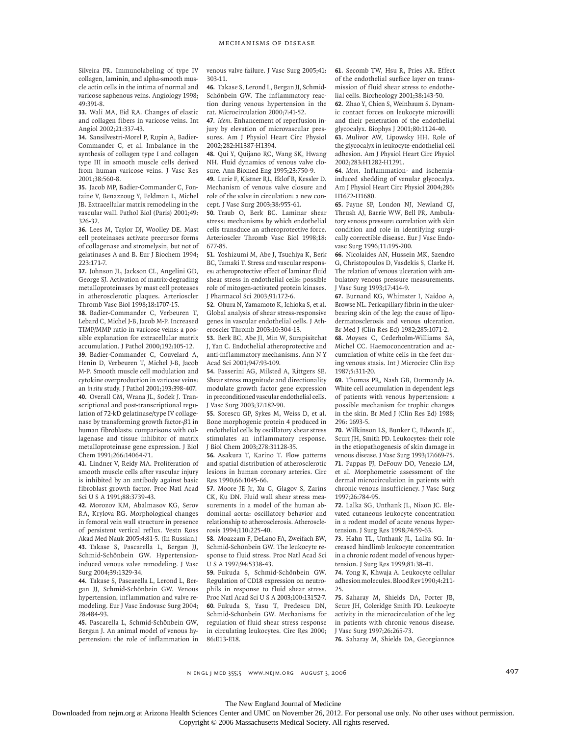Silveira PR. Immunolabeling of type IV collagen, laminin, and alpha-smooth muscle actin cells in the intima of normal and varicose saphenous veins. Angiology 1998; 49:391-8.

**33.** Wali MA, Eid RA. Changes of elastic and collagen fibers in varicose veins. Int Angiol 2002;21:337-43.

**34.** Sansilvestri-Morel P, Rupin A, Badier-Commander C, et al. Imbalance in the synthesis of collagen type I and collagen type III in smooth muscle cells derived from human varicose veins. J Vasc Res 2001;38:560-8.

**35.** Jacob MP, Badier-Commander C, Fontaine V, Benazzoug Y, Feldman L, Michel JB. Extracellular matrix remodeling in the vascular wall. Pathol Biol (Paris) 2001;49: 326-32.

**36.** Lees M, Taylor DJ, Woolley DE. Mast cell proteinases activate precursor forms of collagenase and stromelysin, but not of gelatinases A and B. Eur J Biochem 1994; 223:171-7.

**37.** Johnson JL, Jackson CL, Angelini GD, George SJ. Activation of matrix-degrading metalloproteinases by mast cell proteases in atherosclerotic plaques. Arterioscler Thromb Vasc Biol 1998;18:1707-15.

**38.** Badier-Commander C, Verbeuren T, Lebard C, Michel J-B, Jacob M-P. Increased TIMP/MMP ratio in varicose veins: a possible explanation for extracellular matrix accumulation. J Pathol 2000;192:105-12.

**39.** Badier-Commander C, Couvelard A, Henin D, Verbeuren T, Michel J-B, Jacob M-P. Smooth muscle cell modulation and cytokine overproduction in varicose veins: an *in situ* study. J Pathol 2001;193:398-407.

**40.** Overall CM, Wrana JL, Sodek J. Transcriptional and post-transcriptional regulation of 72-kD gelatinase/type IV collagenase by transforming growth factor-$\beta$1 in human fibroblasts: comparisons with collagenase and tissue inhibitor of matrix metalloproteinase gene expression. J Biol Chem 1991;266:14064-71.

**41.** Lindner V, Reidy MA. Proliferation of smooth muscle cells after vascular injury is inhibited by an antibody against basic fibroblast growth factor. Proc Natl Acad Sci U S A 1991;88:3739-43.

**42.** Morozov KM, Abalmasov KG, Serov RA, Krylova RG. Morphological changes in femoral vein wall structure in presence of persistent vertical reflux. Vestn Ross Akad Med Nauk 2005;4:81-5. (In Russian.)

**43.** Takase S, Pascarella L, Bergan JJ, Schmid-Schönbein GW. Hypertension-induced venous valve remodeling. J Vasc Surg 2004;39:1329-34.

**44.** Takase S, Pascarella L, Lerond L, Bergan JJ, Schmid-Schönbein GW. Venous hypertension, inflammation and valve remodeling. Eur J Vasc Endovasc Surg 2004; 28:484-93.

**45.** Pascarella L, Schmid-Schönbein GW, Bergan J. An animal model of venous hypertension: the role of inflammation in venous valve failure. J Vasc Surg 2005;41: 303-11.

**46.** Takase S, Lerond L, Bergan JJ, Schmid-Schönbein GW. The inflammatory reaction during venous hypertension in the rat. Microcirculation 2000;7:41-52.

**47.** *Idem*. Enhancement of reperfusion injury by elevation of microvascular pressures. Am J Physiol Heart Circ Physiol 2002;282:H1387-H1394.

**48.** Qui Y, Quijano RC, Wang SK, Hwang NH. Fluid dynamics of venous valve closure. Ann Biomed Eng 1995;23:750-9.

**49.** Lurie F, Kistner RL, Eklof B, Kessler D. Mechanism of venous valve closure and role of the valve in circulation: a new concept. J Vasc Surg 2003;38:955-61.

**50.** Traub O, Berk BC. Laminar shear stress: mechanisms by which endothelial cells transduce an atheroprotective force. Arterioscler Thromb Vasc Biol 1998;18: 677-85.

**51.** Yoshizumi M, Abe J, Tsuchiya K, Berk BC, Tamaki T. Stress and vascular responses: atheroprotective effect of laminar fluid shear stress in endothelial cells: possible role of mitogen-activated protein kinases. J Pharmacol Sci 2003;91:172-6.

**52.** Ohura N, Yamamoto K, Ichioka S, et al. Global analysis of shear stress-responsive genes in vascular endothelial cells. J Atheroscler Thromb 2003;10:304-13.

**53.** Berk BC, Abe JI, Min W, Surapisitchat J, Yan C. Endothelial atheroprotective and anti-inflammatory mechanisms. Ann N Y Acad Sci 2001;947:93-109.

**54.** Passerini AG, Milsted A, Rittgers SE. Shear stress magnitude and directionality modulate growth factor gene expression in preconditioned vascular endothelial cells. J Vasc Surg 2003;37:182-90.

**55.** Sorescu GP, Sykes M, Weiss D, et al. Bone morphogenic protein 4 produced in endothelial cells by oscillatory shear stress stimulates an inflammatory response. J Biol Chem 2003;278:31128-35.

**56.** Asakura T, Karino T. Flow patterns and spatial distribution of atherosclerotic lesions in human coronary arteries. Circ Res 1990;66:1045-66.

**57.** Moore JE Jr, Xu C, Glagov S, Zarins CK, Ku DN. Fluid wall shear stress measurements in a model of the human abdominal aorta: oscillatory behavior and relationship to atherosclerosis. Atherosclerosis 1994;110:225-40.

**58.** Moazzam F, DeLano FA, Zweifach BW, Schmid-Schönbein GW. The leukocyte response to fluid stress. Proc Natl Acad Sci U S A 1997;94:5338-43.

**59.** Fukuda S, Schmid-Schönbein GW. Regulation of CD18 expression on neutrophils in response to fluid shear stress. Proc Natl Acad Sci U S A 2003;100:13152-7.

**60.** Fukuda S, Yasu T, Predescu DN, Schmid-Schönbein GW. Mechanisms for regulation of fluid shear stress response in circulating leukocytes. Circ Res 2000; 86:E13-E18.

**61.** Secomb TW, Hsu R, Pries AR. Effect of the endothelial surface layer on transmission of fluid shear stress to endothelial cells. Biorheology 2001;38:143-50.

**62.** Zhao Y, Chien S, Weinbaum S. Dynamic contact forces on leukocyte microvilli and their penetration of the endothelial glycocalyx. Biophys J 2001;80:1124-40.

**63.** Mulivor AW, Lipowsky HH. Role of the glycocalyx in leukocyte-endothelial cell adhesion. Am J Physiol Heart Circ Physiol 2002;283:H1282-H1291.

**64.** *Idem*. Inflammation- and ischemia-induced shedding of venular glycocalyx. Am J Physiol Heart Circ Physiol 2004;286: H1672-H1680.

**65.** Payne SP, London NJ, Newland CJ, Thrush AJ, Barrie WW, Bell PR. Ambulatory venous pressure: correlation with skin condition and role in identifying surgically correctible disease. Eur J Vasc Endovasc Surg 1996;11:195-200.

**66.** Nicolaides AN, Hussein MK, Szendro G, Christopoulos D, Vasdekis S, Clarke H. The relation of venous ulceration with ambulatory venous pressure measurements. J Vasc Surg 1993;17:414-9.

**67.** Burnand KG, Whimster I, Naidoo A, Browse NL. Pericapillary fibrin in the ulcer-bearing skin of the leg: the cause of lipodermatosclerosis and venous ulceration. Br Med J (Clin Res Ed) 1982;285:1071-2.

**68.** Moyses C, Cederholm-Williams SA, Michel CC. Haemoconcentration and accumulation of white cells in the feet during venous stasis. Int J Microcirc Clin Exp 1987;5:311-20.

**69.** Thomas PR, Nash GB, Dormandy JA. White cell accumulation in dependent legs of patients with venous hypertension: a possible mechanism for trophic changes in the skin. Br Med J (Clin Res Ed) 1988; 296: 1693-5.

**70.** Wilkinson LS, Bunker C, Edwards JC, Scurr JH, Smith PD. Leukocytes: their role in the etiopathogenesis of skin damage in venous disease. J Vasc Surg 1993;17:669-75.

**71.** Pappas PJ, DeFouw DO, Venezio LM, et al. Morphometric assessment of the dermal microcirculation in patients with chronic venous insufficiency. J Vasc Surg 1997;26:784-95.

**72.** Lalka SG, Unthank JL, Nixon JC. Elevated cutaneous leukocyte concentration in a rodent model of acute venous hypertension. J Surg Res 1998;74:59-63.

**73.** Hahn TL, Unthank JL, Lalka SG. Increased hindlimb leukocyte concentration in a chronic rodent model of venous hypertension. J Surg Res 1999;81:38-41.

**74.** Yong K, Khwaja A. Leukocyte cellular adhesion molecules. Blood Rev 1990;4:211-25.

**75.** Saharay M, Shields DA, Porter JB, Scurr JH, Coleridge Smith PD. Leukocyte activity in the microcirculation of the leg in patients with chronic venous disease. J Vasc Surg 1997;26:265-73.

**76.** Saharay M, Shields DA, Georgiannos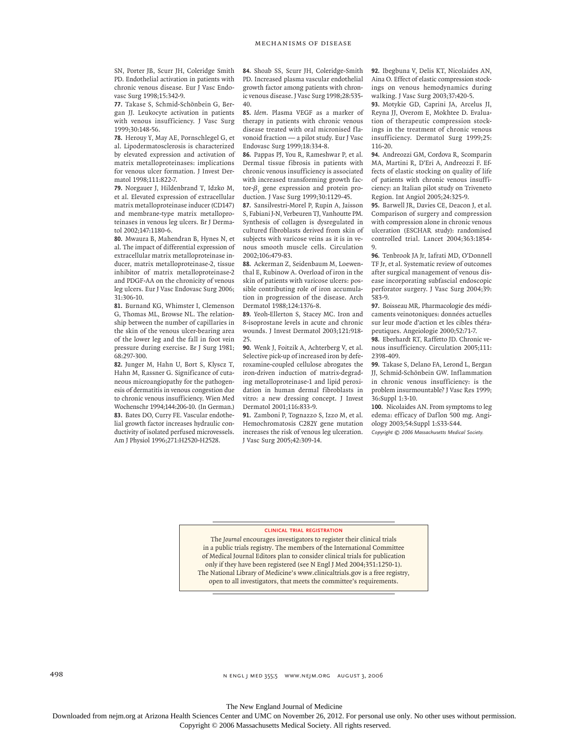SN, Porter JB, Scurr JH, Coleridge Smith PD. Endothelial activation in patients with chronic venous disease. Eur J Vasc Endovasc Surg 1998;15:342-9.

**77.** Takase S, Schmid-Schönbein G, Bergan JJ. Leukocyte activation in patients with venous insufficiency. J Vasc Surg 1999;30:148-56.

**78.** Herouy Y, May AE, Pornschlegel G, et al. Lipodermatosclerosis is characterized by elevated expression and activation of matrix metalloproteinases: implications for venous ulcer formation. J Invest Dermatol 1998;111:822-7.

**79.** Norgauer J, Hildenbrand T, Idzko M, et al. Elevated expression of extracellular matrix metalloproteinase inducer (CD147) and membrane-type matrix metalloproteinases in venous leg ulcers. Br J Dermatol 2002;147:1180-6.

**80.** Mwaura B, Mahendran B, Hynes N, et al. The impact of differential expression of extracellular matrix metalloproteinase inducer, matrix metalloproteinase-2, tissue inhibitor of matrix metalloproteinase-2 and PDGF-AA on the chronicity of venous leg ulcers. Eur J Vasc Endovasc Surg 2006; 31:306-10.

**81.** Burnand KG, Whimster I, Clemenson G, Thomas ML, Browse NL. The relationship between the number of capillaries in the skin of the venous ulcer-bearing area of the lower leg and the fall in foot vein pressure during exercise. Br J Surg 1981; 68:297-300.

**82.** Junger M, Hahn U, Bort S, Klyscz T, Hahn M, Rassner G. Significance of cutaneous microangiopathy for the pathogenesis of dermatitis in venous congestion due to chronic venous insufficiency. Wien Med Wochenschr 1994;144:206-10. (In German.)

**83.** Bates DO, Curry FE. Vascular endothelial growth factor increases hydraulic conductivity of isolated perfused microvessels. Am J Physiol 1996;271:H2520-H2528.

**84.** Shoab SS, Scurr JH, Coleridge-Smith PD. Increased plasma vascular endothelial growth factor among patients with chronic venous disease. J Vasc Surg 1998;28:535-40.

**85.** *Idem*. Plasma VEGF as a marker of therapy in patients with chronic venous disease treated with oral micronised flavonoid fraction — a pilot study. Eur J Vasc Endovasc Surg 1999;18:334-8.

**86.** Pappas PJ, You R, Rameshwar P, et al. Dermal tissue fibrosis in patients with chronic venous insufficiency is associated with increased transforming growth factor-$\beta_1$ gene expression and protein production. J Vasc Surg 1999;30:1129-45.

**87.** Sansilvestri-Morel P, Rupin A, Jaisson S, Fabiani J-N, Verbeuren TJ, Vanhoutte PM. Synthesis of collagen is dysregulated in cultured fibroblasts derived from skin of subjects with varicose veins as it is in venous smooth muscle cells. Circulation 2002;106:479-83.

**88.** Ackerman Z, Seidenbaum M, Loewenthal E, Rubinow A. Overload of iron in the skin of patients with varicose ulcers: possible contributing role of iron accumulation in progression of the disease. Arch Dermatol 1988;124:1376-8.

**89.** Yeoh-Ellerton S, Stacey MC. Iron and 8-isoprostane levels in acute and chronic wounds. J Invest Dermatol 2003;121:918-25.

**90.** Wenk J, Foitzik A, Achterberg V, et al. Selective pick-up of increased iron by deferoxamine-coupled cellulose abrogates the iron-driven induction of matrix-degrading metalloproteinase-1 and lipid peroxidation in human dermal fibroblasts in vitro: a new dressing concept. J Invest Dermatol 2001;116:833-9.

**91.** Zamboni P, Tognazzo S, Izzo M, et al. Hemochromatosis C282Y gene mutation increases the risk of venous leg ulceration. J Vasc Surg 2005;42:309-14.

**92.** Ibegbuna V, Delis KT, Nicolaides AN, Aina O. Effect of elastic compression stockings on venous hemodynamics during walking. J Vasc Surg 2003;37:420-5.

**93.** Motykie GD, Caprini JA, Arcelus JI, Reyna JJ, Overom E, Mokhtee D. Evaluation of therapeutic compression stockings in the treatment of chronic venous insufficiency. Dermatol Surg 1999;25: 116-20.

**94.** Andreozzi GM, Cordova R, Scomparin MA, Martini R, D'Eri A, Andreozzi F. Effects of elastic stocking on quality of life of patients with chronic venous insufficiency: an Italian pilot study on Triveneto Region. Int Angiol 2005;24:325-9.

**95.** Barwell JR, Davies CE, Deacon J, et al. Comparison of surgery and compression with compression alone in chronic venous ulceration (ESCHAR study): randomised controlled trial. Lancet 2004;363:1854-9.

**96.** Tenbrook JA Jr, Iafrati MD, O'Donnell TF Jr, et al. Systematic review of outcomes after surgical management of venous disease incorporating subfascial endoscopic perforator surgery. J Vasc Surg 2004;39: 583-9.

**97.** Boisseau MR. Pharmacologie des médicaments veinotoniques: données actuelles sur leur mode d'action et les cibles thérapeutiques. Angeiologie 2000;52:71-7.

**98.** Eberhardt RT, Raffetto JD. Chronic venous insufficiency. Circulation 2005;111: 2398-409.

**99.** Takase S, Delano FA, Lerond L, Bergan JJ, Schmid-Schönbein GW. Inflammation in chronic venous insufficiency: is the problem insurmountable? J Vasc Res 1999; 36:Suppl 1:3-10.

**100.** Nicolaides AN. From symptoms to leg edema: efficacy of Daflon 500 mg. Angiology 2003;54:Suppl 1:S33-S44.

*Copyright © 2006 Massachusetts Medical Society.*

---

**CLINICAL TRIAL REGISTRATION**

The *Journal* encourages investigators to register their clinical trials in a public trials registry. The members of the International Committee of Medical Journal Editors plan to consider clinical trials for publication only if they have been registered (see N Engl J Med 2004;351:1250-1). The National Library of Medicine's www.clinicaltrials.gov is a free registry, open to all investigators, that meets the committee's requirements.

---